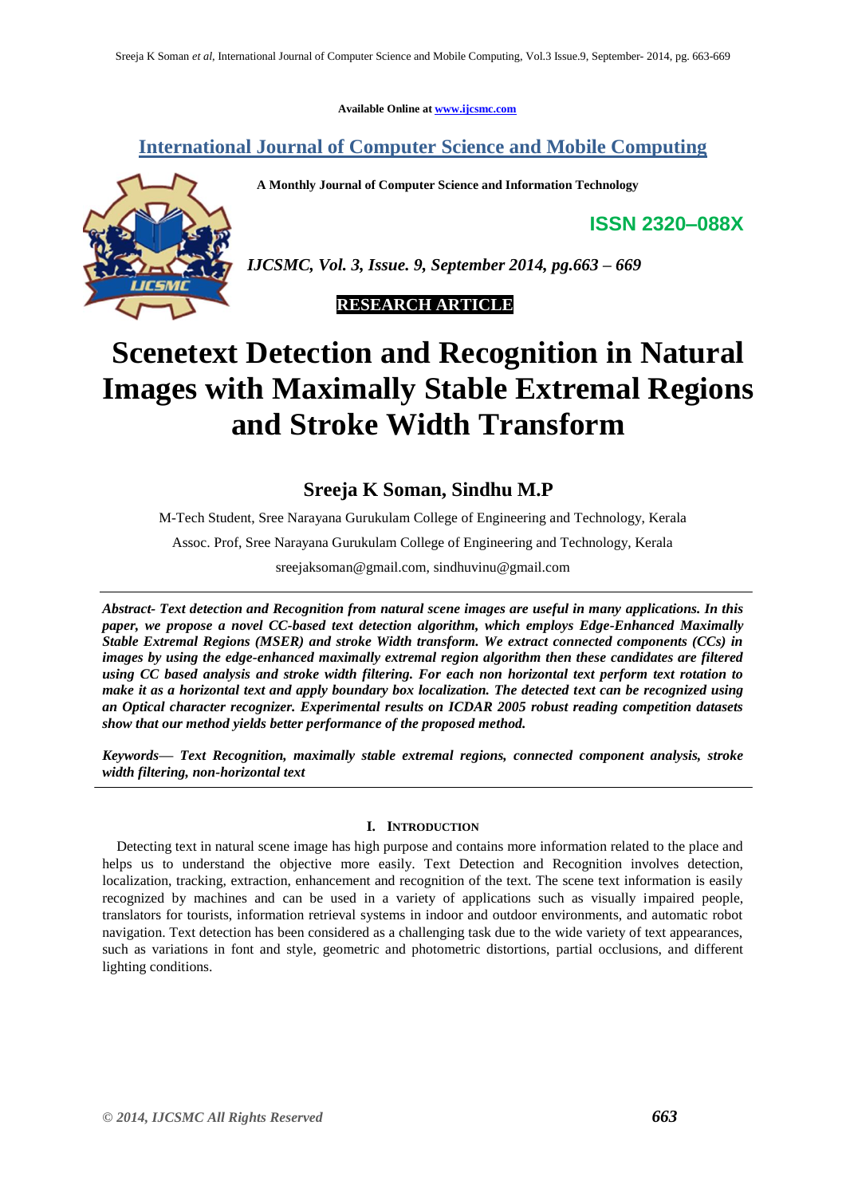Available Online at www.ijcsmc.com

# International Journal of Computer Science and Mobile Computing

**A Monthly Journal of Computer Science and Information Technology**

**ISSN 2320–088X**

*IJCSMC, Vol. 3, Issue. 9, September 2014, pg.663 – 669*

**RESEARCH ARTICLE**

# Scenetext Detection and Recognition in Natural Images with Maximally Stable Extremal Regions and Stroke Width Transform

## Sreeja K Soman, Sindhu M.P

M-Tech Student, Sree Narayana Gurukulam College of Engineering and Technology, Kerala

Assoc. Prof, Sree Narayana Gurukulam College of Engineering and Technology, Kerala

sreejaksoman@gmail.com, sindhuvinu@gmail.com

***Abstract-*** ***Text detection and Recognition from natural scene images are useful in many applications. In this paper, we propose a novel CC-based text detection algorithm, which employs Edge-Enhanced Maximally Stable Extremal Regions (MSER) and stroke Width transform. We extract connected components (CCs) in images by using the edge-enhanced maximally extremal region algorithm then these candidates are filtered using CC based analysis and stroke width filtering. For each non horizontal text perform text rotation to make it as a horizontal text and apply boundary box localization. The detected text can be recognized using an Optical character recognizer. Experimental results on ICDAR 2005 robust reading competition datasets show that our method yields better performance of the proposed method.***

***Keywords— Text Recognition, maximally stable extremal regions, connected component analysis, stroke width filtering, non-horizontal text***

### I. Introduction

Detecting text in natural scene image has high purpose and contains more information related to the place and helps us to understand the objective more easily. Text Detection and Recognition involves detection, localization, tracking, extraction, enhancement and recognition of the text. The scene text information is easily recognized by machines and can be used in a variety of applications such as visually impaired people, translators for tourists, information retrieval systems in indoor and outdoor environments, and automatic robot navigation. Text detection has been considered as a challenging task due to the wide variety of text appearances, such as variations in font and style, geometric and photometric distortions, partial occlusions, and different lighting conditions.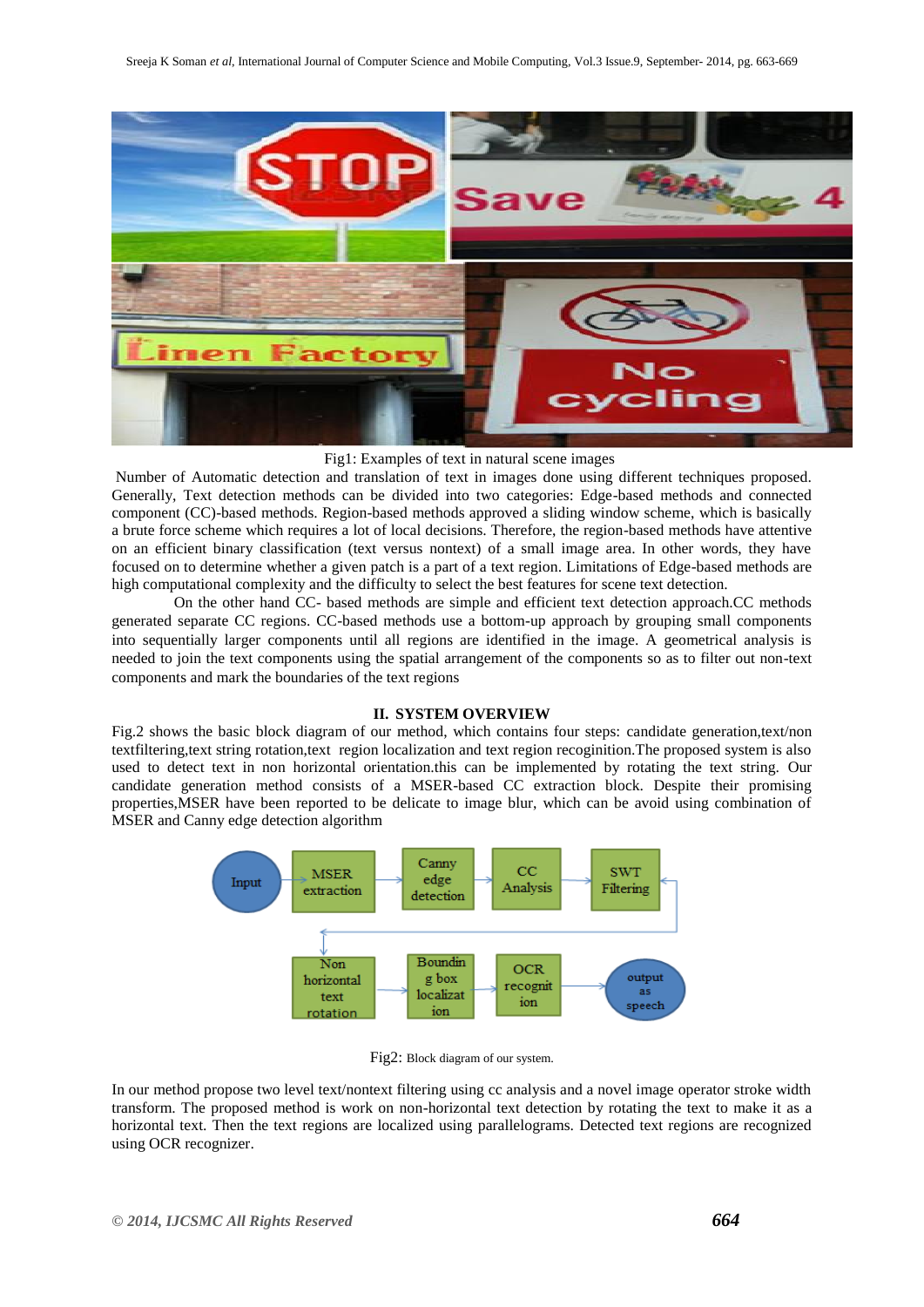Fig1: Examples of text in natural scene images

Number of Automatic detection and translation of text in images done using different techniques proposed. Generally, Text detection methods can be divided into two categories: Edge-based methods and connected component (CC)-based methods. Region-based methods approved a sliding window scheme, which is basically a brute force scheme which requires a lot of local decisions. Therefore, the region-based methods have attentive on an efficient binary classification (text versus nontext) of a small image area. In other words, they have focused on to determine whether a given patch is a part of a text region. Limitations of Edge-based methods are high computational complexity and the difficulty to select the best features for scene text detection.

On the other hand CC- based methods are simple and efficient text detection approach.CC methods generated separate CC regions. CC-based methods use a bottom-up approach by grouping small components into sequentially larger components until all regions are identified in the image. A geometrical analysis is needed to join the text components using the spatial arrangement of the components so as to filter out non-text components and mark the boundaries of the text regions

## II. SYSTEM OVERVIEW

Fig.2 shows the basic block diagram of our method, which contains four steps: candidate generation,text/non textfiltering,text string rotation,text region localization and text region recoginition.The proposed system is also used to detect text in non horizontal orientation.this can be implemented by rotating the text string. Our candidate generation method consists of a MSER-based CC extraction block. Despite their promising properties,MSER have been reported to be delicate to image blur, which can be avoid using combination of MSER and Canny edge detection algorithm

Fig2: Block diagram of our system.

In our method propose two level text/nontext filtering using cc analysis and a novel image operator stroke width transform. The proposed method is work on non-horizontal text detection by rotating the text to make it as a horizontal text. Then the text regions are localized using parallelograms. Detected text regions are recognized using OCR recognizer.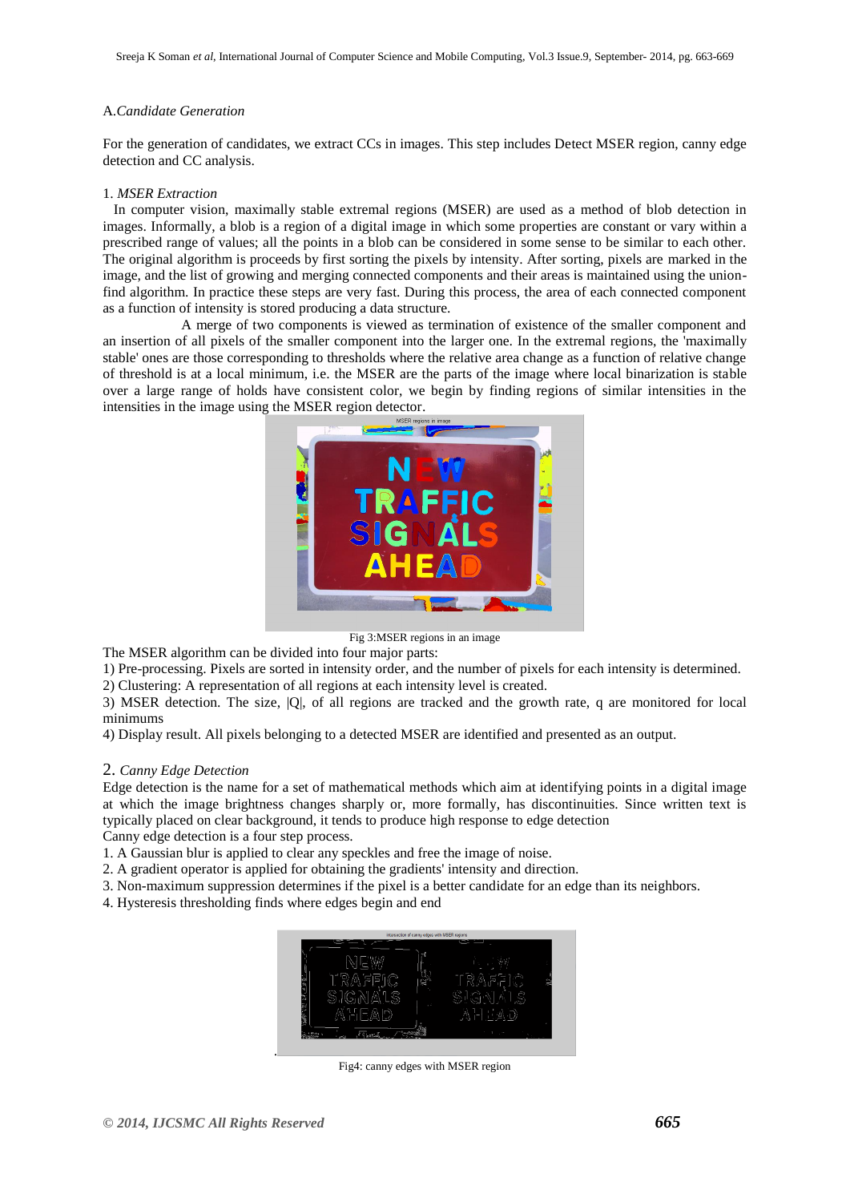### A. *Candidate Generation*

For the generation of candidates, we extract CCs in images. This step includes Detect MSER region, canny edge detection and CC analysis.

#### 1. *MSER Extraction*

In computer vision, maximally stable extremal regions (MSER) are used as a method of blob detection in images. Informally, a blob is a region of a digital image in which some properties are constant or vary within a prescribed range of values; all the points in a blob can be considered in some sense to be similar to each other. The original algorithm is proceeds by first sorting the pixels by intensity. After sorting, pixels are marked in the image, and the list of growing and merging connected components and their areas is maintained using the union-find algorithm. In practice these steps are very fast. During this process, the area of each connected component as a function of intensity is stored producing a data structure.

A merge of two components is viewed as termination of existence of the smaller component and an insertion of all pixels of the smaller component into the larger one. In the extremal regions, the 'maximally stable' ones are those corresponding to thresholds where the relative area change as a function of relative change of threshold is at a local minimum, i.e. the MSER are the parts of the image where local binarization is stable over a large range of holds have consistent color, we begin by finding regions of similar intensities in the intensities in the image using the MSER region detector.

Fig 3:MSER regions in an image

The MSER algorithm can be divided into four major parts:

1) Pre-processing. Pixels are sorted in intensity order, and the number of pixels for each intensity is determined.

2) Clustering: A representation of all regions at each intensity level is created.

3) MSER detection. The size, |Q|, of all regions are tracked and the growth rate, q are monitored for local minimums

4) Display result. All pixels belonging to a detected MSER are identified and presented as an output.

#### 2. *Canny Edge Detection*

Edge detection is the name for a set of mathematical methods which aim at identifying points in a digital image at which the image brightness changes sharply or, more formally, has discontinuities. Since written text is typically placed on clear background, it tends to produce high response to edge detection

Canny edge detection is a four step process.

1. A Gaussian blur is applied to clear any speckles and free the image of noise.
2. A gradient operator is applied for obtaining the gradients' intensity and direction.
3. Non-maximum suppression determines if the pixel is a better candidate for an edge than its neighbors.
4. Hysteresis thresholding finds where edges begin and end

Fig4: canny edges with MSER region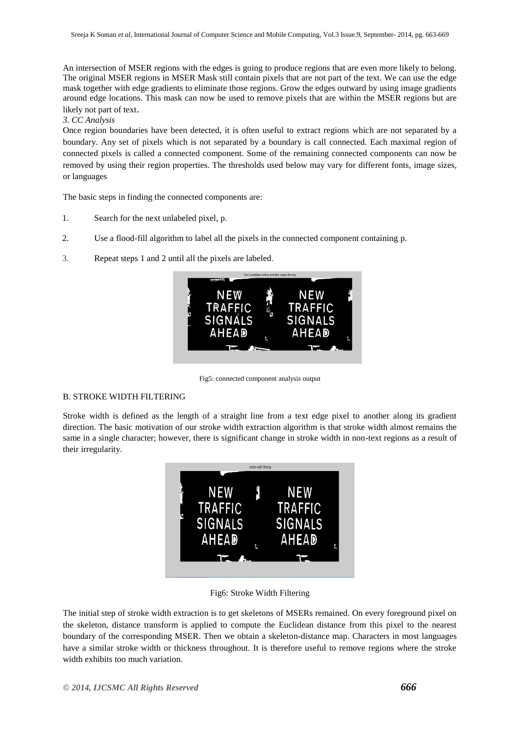An intersection of MSER regions with the edges is going to produce regions that are even more likely to belong. The original MSER regions in MSER Mask still contain pixels that are not part of the text. We can use the edge mask together with edge gradients to eliminate those regions. Grow the edges outward by using image gradients around edge locations. This mask can now be used to remove pixels that are within the MSER regions but are likely not part of text.

*3. CC Analysis*

Once region boundaries have been detected, it is often useful to extract regions which are not separated by a boundary. Any set of pixels which is not separated by a boundary is call connected. Each maximal region of connected pixels is called a connected component. Some of the remaining connected components can now be removed by using their region properties. The thresholds used below may vary for different fonts, image sizes, or languages

The basic steps in finding the connected components are:

1. Search for the next unlabeled pixel, p.
2. Use a flood-fill algorithm to label all the pixels in the connected component containing p.
3. Repeat steps 1 and 2 until all the pixels are labeled.

Fig5: connected component analysis output

B. STROKE WIDTH FILTERING

Stroke width is defined as the length of a straight line from a text edge pixel to another along its gradient direction. The basic motivation of our stroke width extraction algorithm is that stroke width almost remains the same in a single character; however, there is significant change in stroke width in non-text regions as a result of their irregularity.

Fig6: Stroke Width Filtering

The initial step of stroke width extraction is to get skeletons of MSERs remained. On every foreground pixel on the skeleton, distance transform is applied to compute the Euclidean distance from this pixel to the nearest boundary of the corresponding MSER. Then we obtain a skeleton-distance map. Characters in most languages have a similar stroke width or thickness throughout. It is therefore useful to remove regions where the stroke width exhibits too much variation.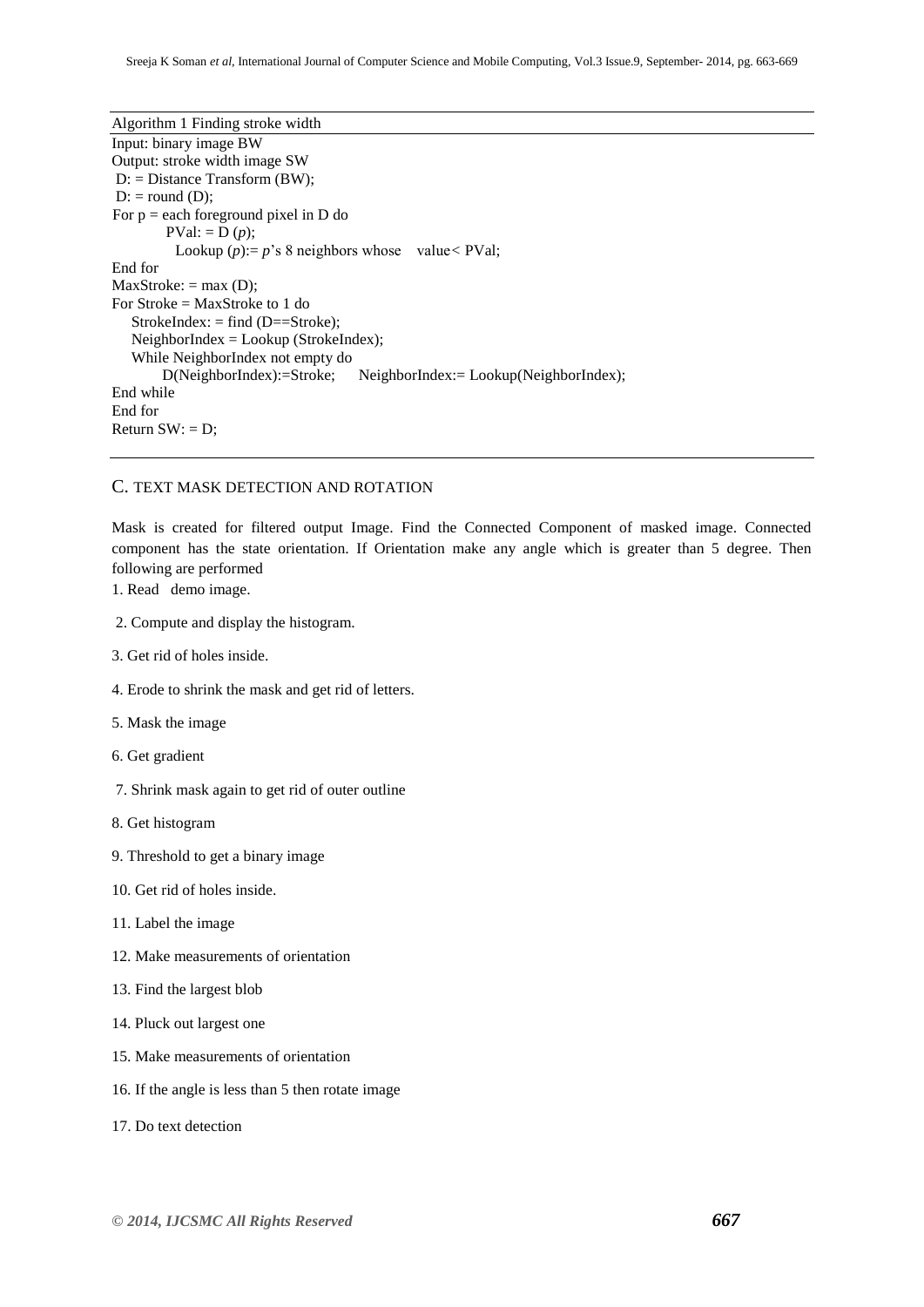Algorithm 1 Finding stroke width

```
Input: binary image BW
Output: stroke width image SW
 D: = Distance Transform (BW);
 D: = round (D);
For p = each foreground pixel in D do
        PVal: = D (p);
          Lookup (p):= p's 8 neighbors whose   value< PVal;
End for
MaxStroke: = max (D);
For Stroke = MaxStroke to 1 do
    StrokeIndex: = find (D==Stroke);
    NeighborIndex = Lookup (StrokeIndex);
    While NeighborIndex not empty do
        D(NeighborIndex):=Stroke;    NeighborIndex:= Lookup(NeighborIndex);
End while
End for
Return SW: = D;
```

## C. TEXT MASK DETECTION AND ROTATION

Mask is created for filtered output Image. Find the Connected Component of masked image. Connected component has the state orientation. If Orientation make any angle which is greater than 5 degree. Then following are performed

1. Read demo image.
2. Compute and display the histogram.
3. Get rid of holes inside.
4. Erode to shrink the mask and get rid of letters.
5. Mask the image
6. Get gradient
7. Shrink mask again to get rid of outer outline
8. Get histogram
9. Threshold to get a binary image
10. Get rid of holes inside.
11. Label the image
12. Make measurements of orientation
13. Find the largest blob
14. Pluck out largest one
15. Make measurements of orientation
16. If the angle is less than 5 then rotate image
17. Do text detection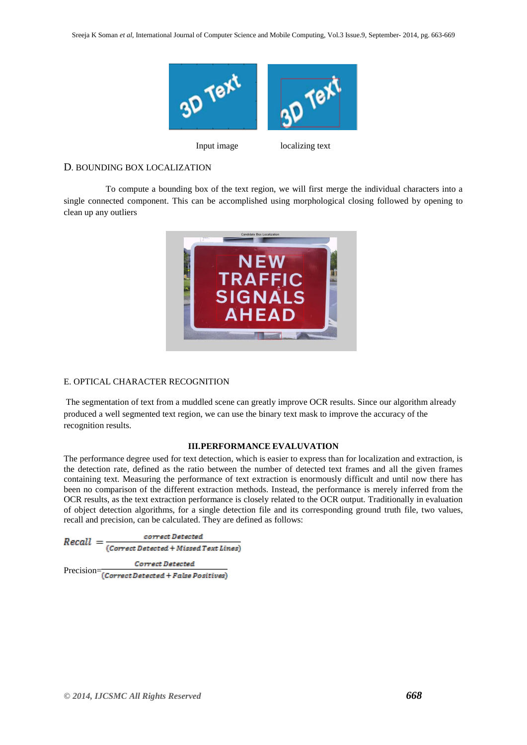Input image　　　　localizing text

D. BOUNDING BOX LOCALIZATION

To compute a bounding box of the text region, we will first merge the individual characters into a single connected component. This can be accomplished using morphological closing followed by opening to clean up any outliers

E. OPTICAL CHARACTER RECOGNITION

The segmentation of text from a muddled scene can greatly improve OCR results. Since our algorithm already produced a well segmented text region, we can use the binary text mask to improve the accuracy of the recognition results.

## III.PERFORMANCE EVALUVATION

The performance degree used for text detection, which is easier to express than for localization and extraction, is the detection rate, defined as the ratio between the number of detected text frames and all the given frames containing text. Measuring the performance of text extraction is enormously difficult and until now there has been no comparison of the different extraction methods. Instead, the performance is merely inferred from the OCR results, as the text extraction performance is closely related to the OCR output. Traditionally in evaluation of object detection algorithms, for a single detection file and its corresponding ground truth file, two values, recall and precision, can be calculated. They are defined as follows:

$$Recall = \frac{correct\ Detected}{(Correct\ Detected + Missed\ Text\ Lines)}$$

$$Precision = \frac{Correct\ Detected}{(Correct\ Detected + False\ Positives)}$$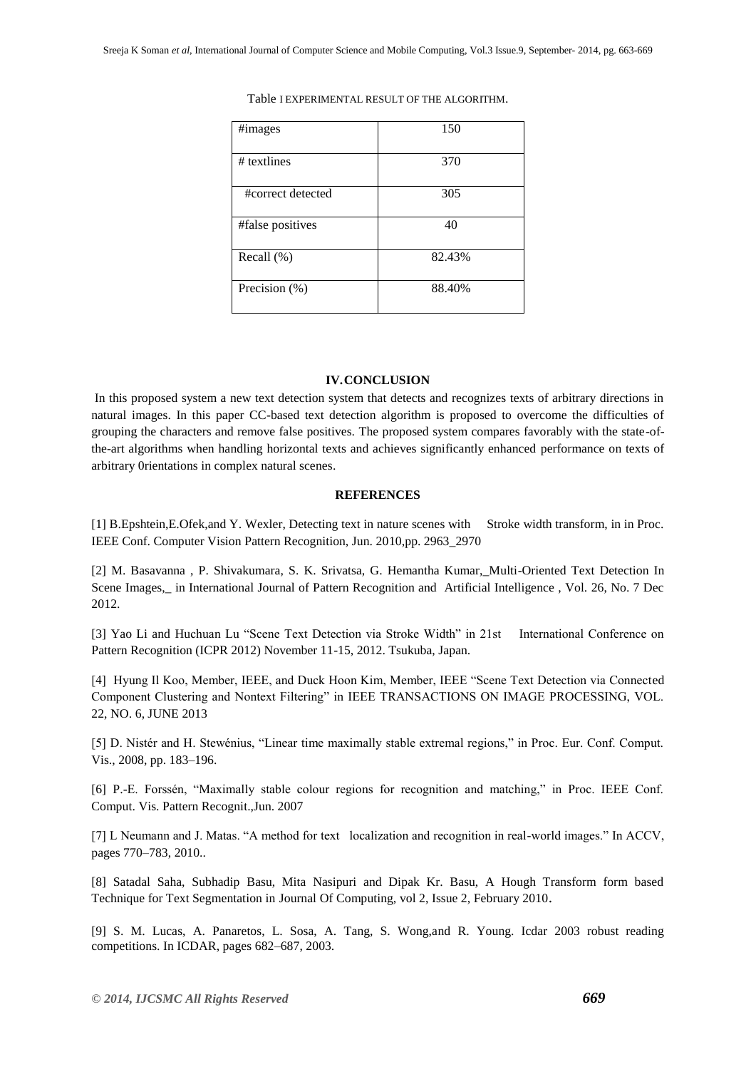Table I EXPERIMENTAL RESULT OF THE ALGORITHM.

| | |
|---|---|
| #images | 150 |
| # textlines | 370 |
| #correct detected | 305 |
| #false positives | 40 |
| Recall (%) | 82.43% |
| Precision (%) | 88.40% |

## IV. CONCLUSION

In this proposed system a new text detection system that detects and recognizes texts of arbitrary directions in natural images. In this paper CC-based text detection algorithm is proposed to overcome the difficulties of grouping the characters and remove false positives. The proposed system compares favorably with the state-of-the-art algorithms when handling horizontal texts and achieves significantly enhanced performance on texts of arbitrary 0rientations in complex natural scenes.

## REFERENCES

[1] B.Epshtein,E.Ofek,and Y. Wexler, Detecting text in nature scenes with Stroke width transform, in in Proc. IEEE Conf. Computer Vision Pattern Recognition, Jun. 2010,pp. 2963_2970

[2] M. Basavanna , P. Shivakumara, S. K. Srivatsa, G. Hemantha Kumar,_Multi-Oriented Text Detection In Scene Images,_ in International Journal of Pattern Recognition and Artificial Intelligence , Vol. 26, No. 7 Dec 2012.

[3] Yao Li and Huchuan Lu "Scene Text Detection via Stroke Width" in 21st International Conference on Pattern Recognition (ICPR 2012) November 11-15, 2012. Tsukuba, Japan.

[4] Hyung Il Koo, Member, IEEE, and Duck Hoon Kim, Member, IEEE "Scene Text Detection via Connected Component Clustering and Nontext Filtering" in IEEE TRANSACTIONS ON IMAGE PROCESSING, VOL. 22, NO. 6, JUNE 2013

[5] D. Nistér and H. Stewénius, "Linear time maximally stable extremal regions," in Proc. Eur. Conf. Comput. Vis., 2008, pp. 183–196.

[6] P.-E. Forssén, "Maximally stable colour regions for recognition and matching," in Proc. IEEE Conf. Comput. Vis. Pattern Recognit.,Jun. 2007

[7] L Neumann and J. Matas. "A method for text localization and recognition in real-world images." In ACCV, pages 770–783, 2010..

[8] Satadal Saha, Subhadip Basu, Mita Nasipuri and Dipak Kr. Basu, A Hough Transform form based Technique for Text Segmentation in Journal Of Computing, vol 2, Issue 2, February 2010.

[9] S. M. Lucas, A. Panaretos, L. Sosa, A. Tang, S. Wong,and R. Young. Icdar 2003 robust reading competitions. In ICDAR, pages 682–687, 2003.